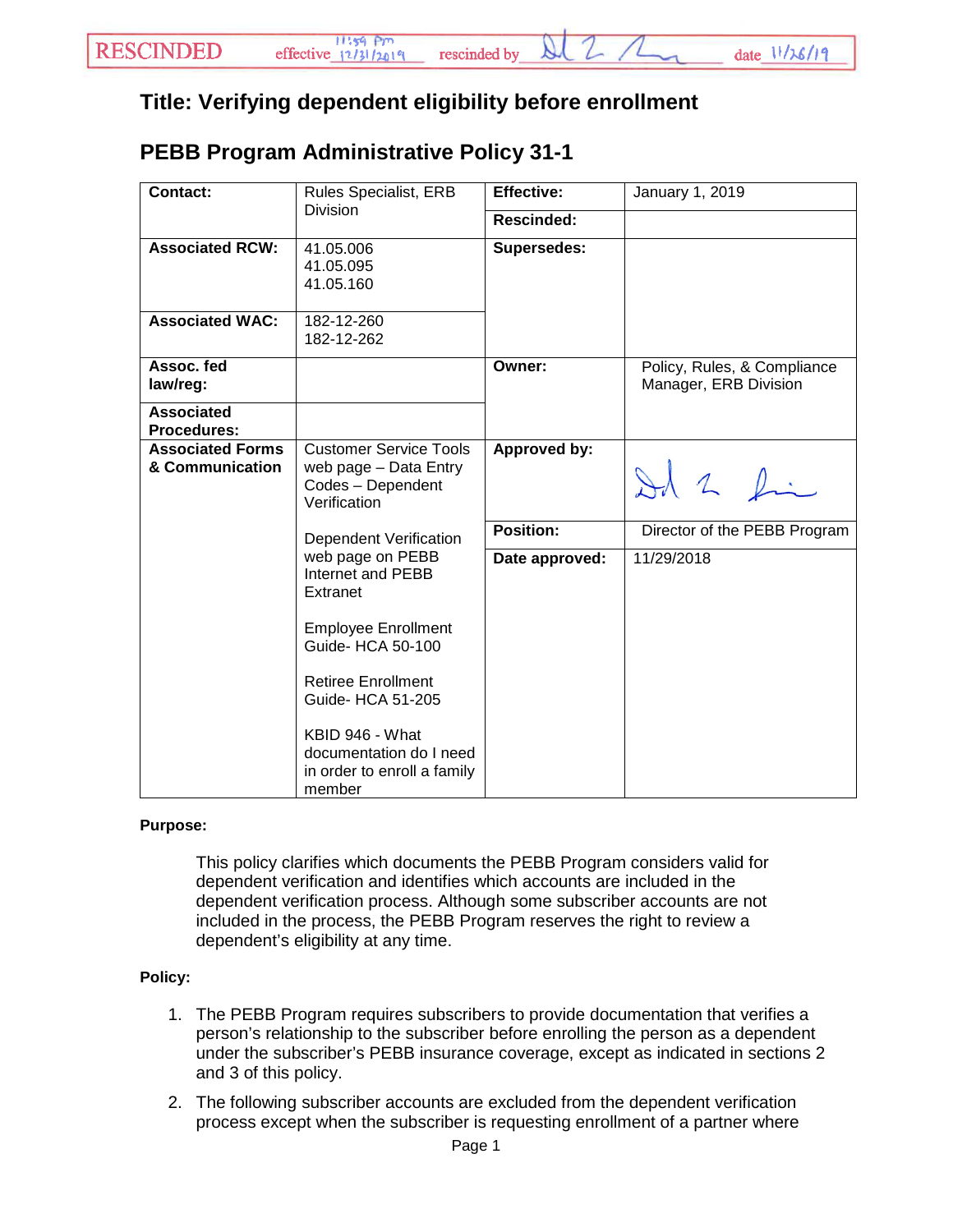RESCINDED effective 11:59 pm 12/31/2019 rescinded by [signature] date 11/26/19

# Title: Verifying dependent eligibility before enrollment

## PEBB Program Administrative Policy 31-1

| Contact: | Rules Specialist, ERB Division | Effective: | January 1, 2019 |
|---|---|---|---|
| | | Rescinded: | |
| Associated RCW: | 41.05.006<br>41.05.095<br>41.05.160 | Supersedes: | |
| Associated WAC: | 182-12-260<br>182-12-262 | | |
| Assoc. fed law/reg: | | Owner: | Policy, Rules, & Compliance Manager, ERB Division |
| Associated Procedures: | | | |
| Associated Forms & Communication | Customer Service Tools web page – Data Entry Codes – Dependent Verification<br><br>Dependent Verification web page on PEBB Internet and PEBB Extranet<br><br>Employee Enrollment Guide- HCA 50-100<br><br>Retiree Enrollment Guide- HCA 51-205<br><br>KBID 946 - What documentation do I need in order to enroll a family member | Approved by: | [signature] |
| | | Position: | Director of the PEBB Program |
| | | Date approved: | 11/29/2018 |

**Purpose:**

This policy clarifies which documents the PEBB Program considers valid for dependent verification and identifies which accounts are included in the dependent verification process. Although some subscriber accounts are not included in the process, the PEBB Program reserves the right to review a dependent's eligibility at any time.

**Policy:**

1. The PEBB Program requires subscribers to provide documentation that verifies a person's relationship to the subscriber before enrolling the person as a dependent under the subscriber's PEBB insurance coverage, except as indicated in sections 2 and 3 of this policy.
2. The following subscriber accounts are excluded from the dependent verification process except when the subscriber is requesting enrollment of a partner where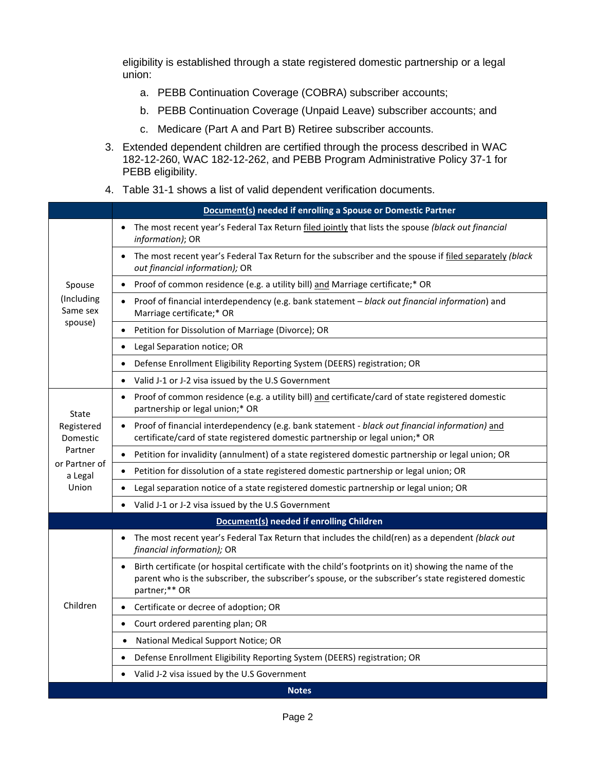eligibility is established through a state registered domestic partnership or a legal union:

a. PEBB Continuation Coverage (COBRA) subscriber accounts;

b. PEBB Continuation Coverage (Unpaid Leave) subscriber accounts; and

c. Medicare (Part A and Part B) Retiree subscriber accounts.

3. Extended dependent children are certified through the process described in WAC 182-12-260, WAC 182-12-262, and PEBB Program Administrative Policy 37-1 for PEBB eligibility.

4. Table 31-1 shows a list of valid dependent verification documents.

| | **Document(s) needed if enrolling a Spouse or Domestic Partner** |
|---|---|
| Spouse (Including Same sex spouse) | • The most recent year's Federal Tax Return filed jointly that lists the spouse *(black out financial information)*; OR |
| | • The most recent year's Federal Tax Return for the subscriber and the spouse if filed separately *(black out financial information);* OR |
| | • Proof of common residence (e.g. a utility bill) and Marriage certificate;* OR |
| | • Proof of financial interdependency (e.g. bank statement – *black out financial information*) and Marriage certificate;* OR |
| | • Petition for Dissolution of Marriage (Divorce); OR |
| | • Legal Separation notice; OR |
| | • Defense Enrollment Eligibility Reporting System (DEERS) registration; OR |
| | • Valid J-1 or J-2 visa issued by the U.S Government |
| State Registered Domestic Partner or Partner of a Legal Union | • Proof of common residence (e.g. a utility bill) and certificate/card of state registered domestic partnership or legal union;* OR |
| | • Proof of financial interdependency (e.g. bank statement - *black out financial information)* and certificate/card of state registered domestic partnership or legal union;* OR |
| | • Petition for invalidity (annulment) of a state registered domestic partnership or legal union; OR |
| | • Petition for dissolution of a state registered domestic partnership or legal union; OR |
| | • Legal separation notice of a state registered domestic partnership or legal union; OR |
| | • Valid J-1 or J-2 visa issued by the U.S Government |
| | **Document(s) needed if enrolling Children** |
| Children | • The most recent year's Federal Tax Return that includes the child(ren) as a dependent *(black out financial information);* OR |
| | • Birth certificate (or hospital certificate with the child's footprints on it) showing the name of the parent who is the subscriber, the subscriber's spouse, or the subscriber's state registered domestic partner;** OR |
| | • Certificate or decree of adoption; OR |
| | • Court ordered parenting plan; OR |
| | • National Medical Support Notice; OR |
| | • Defense Enrollment Eligibility Reporting System (DEERS) registration; OR |
| | • Valid J-2 visa issued by the U.S Government |
| | **Notes** |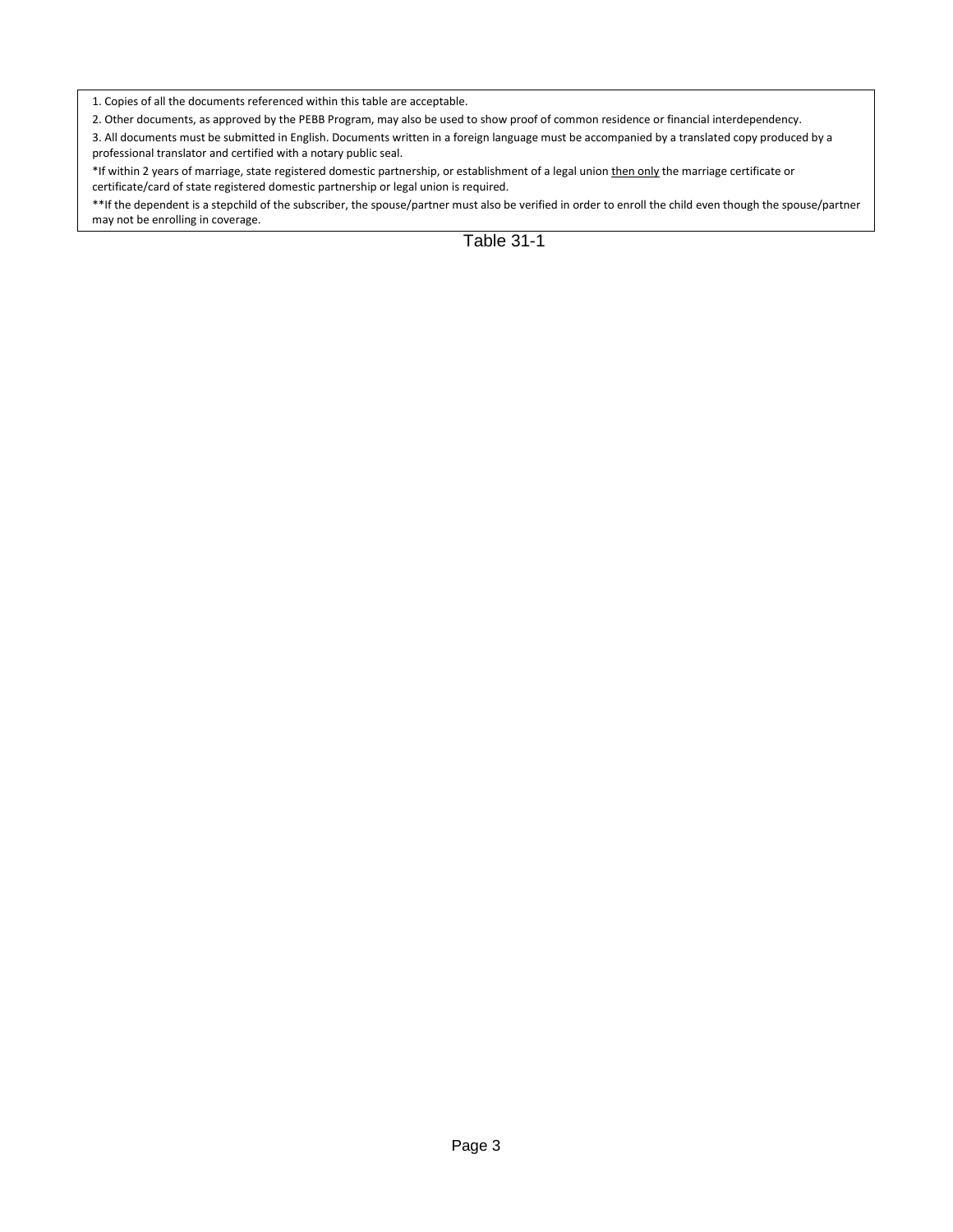1. Copies of all the documents referenced within this table are acceptable.

2. Other documents, as approved by the PEBB Program, may also be used to show proof of common residence or financial interdependency.

3. All documents must be submitted in English. Documents written in a foreign language must be accompanied by a translated copy produced by a professional translator and certified with a notary public seal.

*If within 2 years of marriage, state registered domestic partnership, or establishment of a legal union <u>then only</u> the marriage certificate or certificate/card of state registered domestic partnership or legal union is required.

**If the dependent is a stepchild of the subscriber, the spouse/partner must also be verified in order to enroll the child even though the spouse/partner may not be enrolling in coverage.

Table 31-1